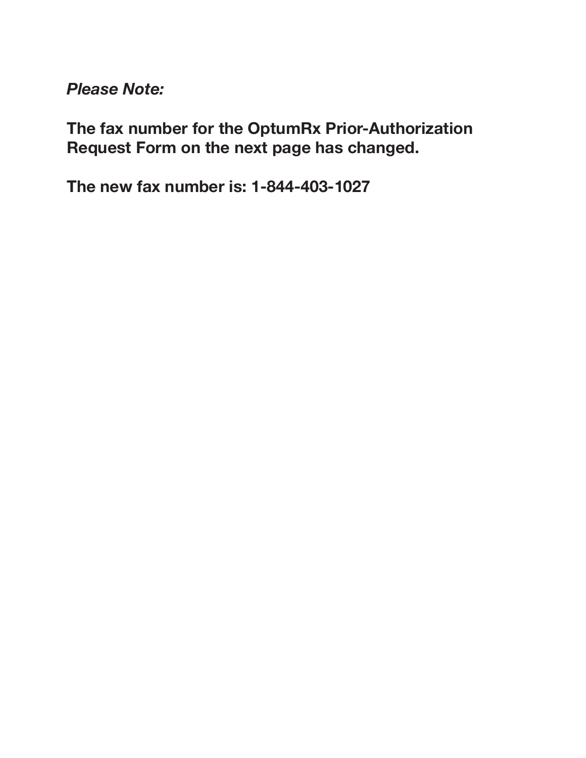***Please Note:***

**The fax number for the OptumRx Prior-Authorization Request Form on the next page has changed.**

**The new fax number is: 1-844-403-1027**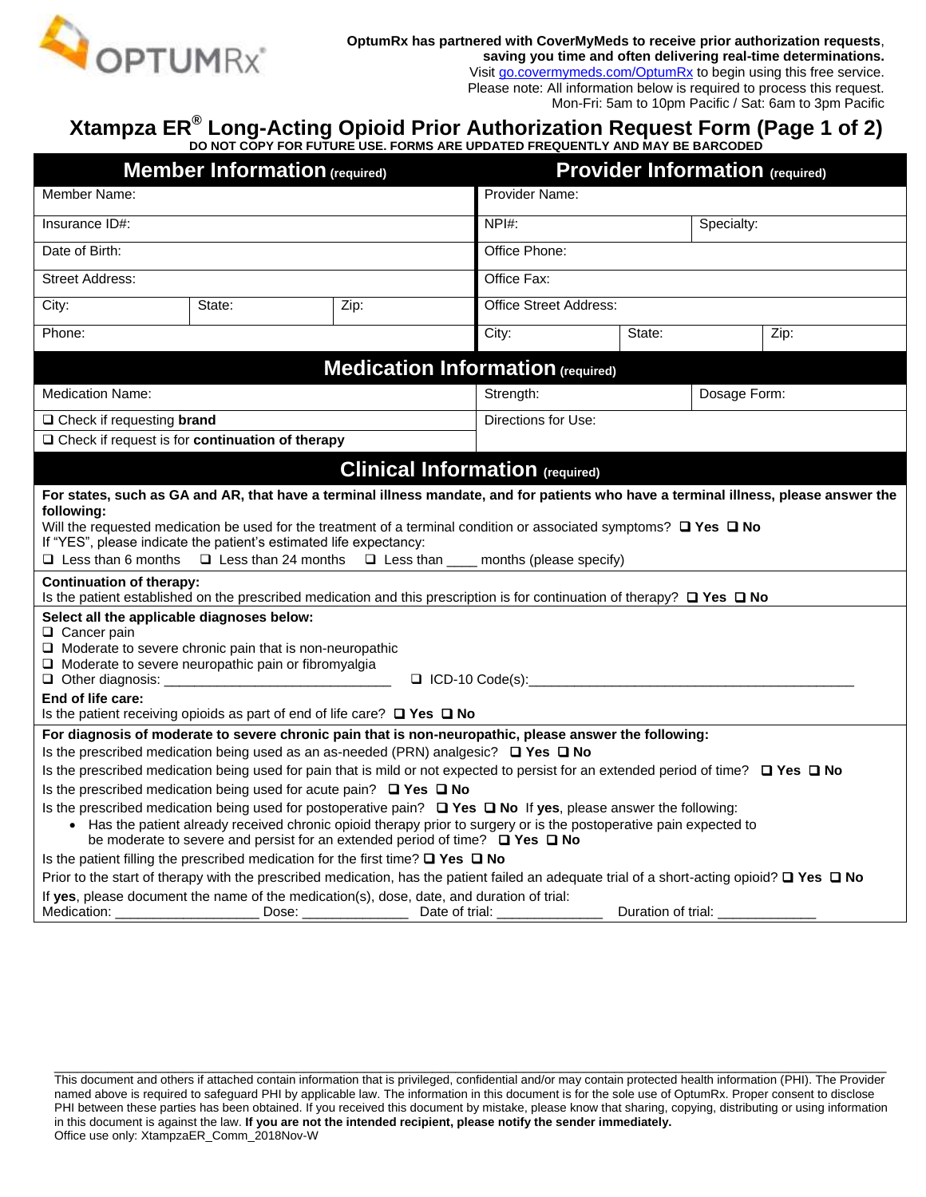OptumRx has partnered with CoverMyMeds to receive prior authorization requests, saving you time and often delivering real-time determinations.
Visit go.covermymeds.com/OptumRx to begin using this free service.
Please note: All information below is required to process this request.
Mon-Fri: 5am to 10pm Pacific / Sat: 6am to 3pm Pacific

# Xtampza ER® Long-Acting Opioid Prior Authorization Request Form (Page 1 of 2)

**DO NOT COPY FOR FUTURE USE. FORMS ARE UPDATED FREQUENTLY AND MAY BE BARCODED**

| **Member Information** (required) | | | **Provider Information** (required) | | |
|---|---|---|---|---|---|
| Member Name: | | | Provider Name: | | |
| Insurance ID#: | | | NPI#: | | Specialty: |
| Date of Birth: | | | Office Phone: | | |
| Street Address: | | | Office Fax: | | |
| City: | State: | Zip: | Office Street Address: | | |
| Phone: | | | City: | State: | Zip: |

## Medication Information (required)

| | | |
|---|---|---|
| Medication Name: | Strength: | Dosage Form: |
| ❑ Check if requesting **brand** | Directions for Use: | |
| ❑ Check if request is for **continuation of therapy** | | |

## Clinical Information (required)

**For states, such as GA and AR, that have a terminal illness mandate, and for patients who have a terminal illness, please answer the following:**

Will the requested medication be used for the treatment of a terminal condition or associated symptoms? ❑ **Yes** ❑ **No**

If "YES", please indicate the patient's estimated life expectancy:

❑ Less than 6 months ❑ Less than 24 months ❑ Less than ____ months (please specify)

**Continuation of therapy:**

Is the patient established on the prescribed medication and this prescription is for continuation of therapy? ❑ **Yes** ❑ **No**

**Select all the applicable diagnoses below:**

❑ Cancer pain
❑ Moderate to severe chronic pain that is non-neuropathic
❑ Moderate to severe neuropathic pain or fibromyalgia
❑ Other diagnosis: ______________________________ ❑ ICD-10 Code(s):____________________________________________

**End of life care:**

Is the patient receiving opioids as part of end of life care? ❑ **Yes** ❑ **No**

**For diagnosis of moderate to severe chronic pain that is non-neuropathic, please answer the following:**

Is the prescribed medication being used as an as-needed (PRN) analgesic? ❑ **Yes** ❑ **No**

Is the prescribed medication being used for pain that is mild or not expected to persist for an extended period of time? ❑ **Yes** ❑ **No**

Is the prescribed medication being used for acute pain? ❑ **Yes** ❑ **No**

Is the prescribed medication being used for postoperative pain? ❑ **Yes** ❑ **No** If **yes**, please answer the following:

- Has the patient already received chronic opioid therapy prior to surgery or is the postoperative pain expected to be moderate to severe and persist for an extended period of time? ❑ **Yes** ❑ **No**

Is the patient filling the prescribed medication for the first time? ❑ **Yes** ❑ **No**

Prior to the start of therapy with the prescribed medication, has the patient failed an adequate trial of a short-acting opioid? ❑ **Yes** ❑ **No**

If **yes**, please document the name of the medication(s), dose, date, and duration of trial:
Medication: ___________________ Dose: ______________ Date of trial: ______________ Duration of trial: _____________

---

This document and others if attached contain information that is privileged, confidential and/or may contain protected health information (PHI). The Provider named above is required to safeguard PHI by applicable law. The information in this document is for the sole use of OptumRx. Proper consent to disclose PHI between these parties has been obtained. If you received this document by mistake, please know that sharing, copying, distributing or using information in this document is against the law. **If you are not the intended recipient, please notify the sender immediately.**
Office use only: XtampzaER_Comm_2018Nov-W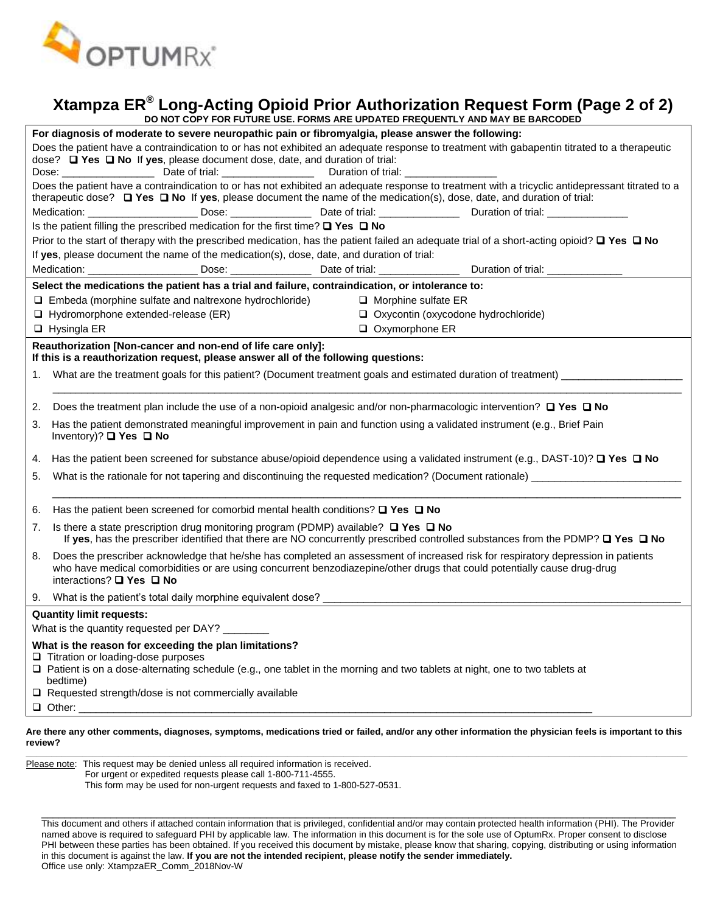# Xtampza ER® Long-Acting Opioid Prior Authorization Request Form (Page 2 of 2)

**DO NOT COPY FOR FUTURE USE. FORMS ARE UPDATED FREQUENTLY AND MAY BE BARCODED**

**For diagnosis of moderate to severe neuropathic pain or fibromyalgia, please answer the following:**

Does the patient have a contraindication to or has not exhibited an adequate response to treatment with gabapentin titrated to a therapeutic dose? ❑ **Yes** ❑ **No** If **yes**, please document dose, date, and duration of trial:

Dose: ________________ Date of trial: ________________ Duration of trial: ________________

Does the patient have a contraindication to or has not exhibited an adequate response to treatment with a tricyclic antidepressant titrated to a therapeutic dose? ❑ **Yes** ❑ **No** If **yes**, please document the name of the medication(s), dose, date, and duration of trial:

Medication: ___________________ Dose: ______________ Date of trial: ______________ Duration of trial: ______________

Is the patient filling the prescribed medication for the first time? ❑ **Yes** ❑ **No**

Prior to the start of therapy with the prescribed medication, has the patient failed an adequate trial of a short-acting opioid? ❑ **Yes** ❑ **No**

If **yes**, please document the name of the medication(s), dose, date, and duration of trial:

Medication: ___________________ Dose: ______________ Date of trial: ______________ Duration of trial: _____________

**Select the medications the patient has a trial and failure, contraindication, or intolerance to:**

- ❑ Embeda (morphine sulfate and naltrexone hydrochloride)
- ❑ Morphine sulfate ER
- ❑ Hydromorphone extended-release (ER)
- ❑ Oxycontin (oxycodone hydrochloride)
- ❑ Hysingla ER
- ❑ Oxymorphone ER

**Reauthorization [Non-cancer and non-end of life care only]:**
**If this is a reauthorization request, please answer all of the following questions:**

1. What are the treatment goals for this patient? (Document treatment goals and estimated duration of treatment) ____________________
_______________________________________________________________________________________________________
2. Does the treatment plan include the use of a non-opioid analgesic and/or non-pharmacologic intervention? ❑ **Yes** ❑ **No**
3. Has the patient demonstrated meaningful improvement in pain and function using a validated instrument (e.g., Brief Pain Inventory)? ❑ **Yes** ❑ **No**
4. Has the patient been screened for substance abuse/opioid dependence using a validated instrument (e.g., DAST-10)? ❑ **Yes** ❑ **No**
5. What is the rationale for not tapering and discontinuing the requested medication? (Document rationale) _________________________
_______________________________________________________________________________________________________
6. Has the patient been screened for comorbid mental health conditions? ❑ **Yes** ❑ **No**
7. Is there a state prescription drug monitoring program (PDMP) available? ❑ **Yes** ❑ **No**
   If **yes**, has the prescriber identified that there are NO concurrently prescribed controlled substances from the PDMP? ❑ **Yes** ❑ **No**
8. Does the prescriber acknowledge that he/she has completed an assessment of increased risk for respiratory depression in patients who have medical comorbidities or are using concurrent benzodiazepine/other drugs that could potentially cause drug-drug interactions? ❑ **Yes** ❑ **No**
9. What is the patient's total daily morphine equivalent dose? ______________________________________________________________

**Quantity limit requests:**

What is the quantity requested per DAY? ________

**What is the reason for exceeding the plan limitations?**

- ❑ Titration or loading-dose purposes
- ❑ Patient is on a dose-alternating schedule (e.g., one tablet in the morning and two tablets at night, one to two tablets at bedtime)
- ❑ Requested strength/dose is not commercially available
- ❑ Other: ___________________________________________________________________________________________

**Are there any other comments, diagnoses, symptoms, medications tried or failed, and/or any other information the physician feels is important to this review?**

_______________________________________________________________________________________________________

Please note: This request may be denied unless all required information is received.
For urgent or expedited requests please call 1-800-711-4555.
This form may be used for non-urgent requests and faxed to 1-800-527-0531.

This document and others if attached contain information that is privileged, confidential and/or may contain protected health information (PHI). The Provider named above is required to safeguard PHI by applicable law. The information in this document is for the sole use of OptumRx. Proper consent to disclose PHI between these parties has been obtained. If you received this document by mistake, please know that sharing, copying, distributing or using information in this document is against the law. **If you are not the intended recipient, please notify the sender immediately.**
Office use only: XtampzaER_Comm_2018Nov-W